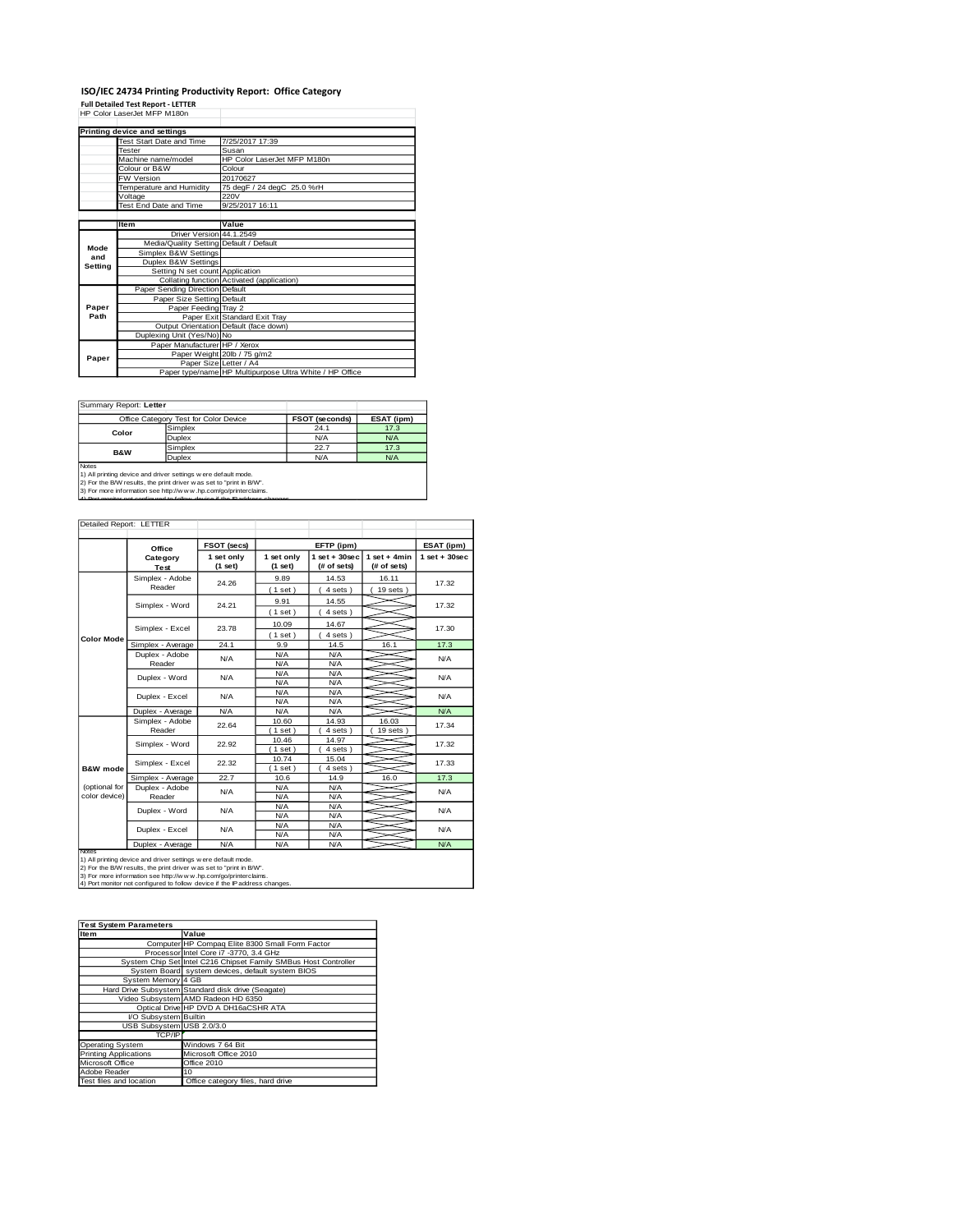# ISO/IEC 24734 Printing Productivity Report: Office Category

**Full Detailed Test Report - LETTER**

HP Color LaserJet MFP M180n

| Printing device and settings | |
|---|---|
| Test Start Date and Time | 7/25/2017 17:39 |
| Tester | Susan |
| Machine name/model | HP Color LaserJet MFP M180n |
| Colour or B&W | Colour |
| FW Version | 20170627 |
| Temperature and Humidity | 75 degF / 24 degC 25.0 %rH |
| Voltage | 220V |
| Test End Date and Time | 9/25/2017 16:11 |

| | Item | Value |
|---|---|---|
| Mode and Setting | Driver Version | 44.1.2549 |
| | Media/Quality Setting | Default / Default |
| | Simplex B&W Settings | |
| | Duplex B&W Settings | |
| | Setting N set count | Application |
| | Collating function | Activated (application) |
| Paper Path | Paper Sending Direction | Default |
| | Paper Size Setting | Default |
| | Paper Feeding | Tray 2 |
| | Paper Exit | Standard Exit Tray |
| | Output Orientation | Default (face down) |
| | Duplexing Unit (Yes/No) | No |
| Paper | Paper Manufacturer | HP / Xerox |
| | Paper Weight | 20lb / 75 g/m2 |
| | Paper Size | Letter / A4 |
| | Paper type/name | HP Multipurpose Ultra White / HP Office |

Summary Report: **Letter**

| Office Category Test for Color Device | | FSOT (seconds) | ESAT (ipm) |
|---|---|---|---|
| Color | Simplex | 24.1 | 17.3 |
| | Duplex | N/A | N/A |
| B&W | Simplex | 22.7 | 17.3 |
| | Duplex | N/A | N/A |

Notes
1) All printing device and driver settings were default mode.
2) For the B/W results, the print driver was set to "print in B/W".
3) For more information see http://www.hp.com/go/printerclaims.
4) Port monitor not configured to follow device if the IP address changes.

Detailed Report: LETTER

| | Office Category Test | FSOT (secs) 1 set only (1 set) | EFTP (ipm) 1 set only (1 set) | EFTP (ipm) 1 set + 30sec (# of sets) | EFTP (ipm) 1 set + 4min (# of sets) | ESAT (ipm) 1 set + 30sec |
|---|---|---|---|---|---|---|
| Color Mode | Simplex - Adobe Reader | 24.26 | 9.89 (1 set) | 14.53 (4 sets) | 16.11 (19 sets) | 17.32 |
| | Simplex - Word | 24.21 | 9.91 (1 set) | 14.55 (4 sets) | | 17.32 |
| | Simplex - Excel | 23.78 | 10.09 (1 set) | 14.67 (4 sets) | | 17.30 |
| | Simplex - Average | 24.1 | 9.9 | 14.5 | 16.1 | 17.3 |
| | Duplex - Adobe Reader | N/A | N/A N/A | N/A N/A | | N/A |
| | Duplex - Word | N/A | N/A N/A | N/A N/A | | N/A |
| | Duplex - Excel | N/A | N/A N/A | N/A N/A | | N/A |
| | Duplex - Average | N/A | N/A | N/A | | N/A |
| B&W mode (optional for color device) | Simplex - Adobe Reader | 22.64 | 10.60 (1 set) | 14.93 (4 sets) | 16.03 (19 sets) | 17.34 |
| | Simplex - Word | 22.92 | 10.46 (1 set) | 14.97 (4 sets) | | 17.32 |
| | Simplex - Excel | 22.32 | 10.74 (1 set) | 15.04 (4 sets) | | 17.33 |
| | Simplex - Average | 22.7 | 10.6 | 14.9 | 16.0 | 17.3 |
| | Duplex - Adobe Reader | N/A | N/A N/A | N/A N/A | | N/A |
| | Duplex - Word | N/A | N/A N/A | N/A N/A | | N/A |
| | Duplex - Excel | N/A | N/A N/A | N/A N/A | | N/A |
| | Duplex - Average | N/A | N/A | N/A | | N/A |

Notes
1) All printing device and driver settings were default mode.
2) For the B/W results, the print driver was set to "print in B/W".
3) For more information see http://www.hp.com/go/printerclaims.
4) Port monitor not configured to follow device if the IP address changes.

| Test System Parameters | |
|---|---|
| **Item** | **Value** |
| Computer | HP Compaq Elite 8300 Small Form Factor |
| Processor | Intel Core i7 -3770, 3.4 GHz |
| System Chip Set | Intel C216 Chipset Family SMBus Host Controller |
| System Board | system devices, default system BIOS |
| System Memory | 4 GB |
| Hard Drive Subsystem | Standard disk drive (Seagate) |
| Video Subsystem | AMD Radeon HD 6350 |
| Optical Drive | HP DVD A DH16aCSHR ATA |
| I/O Subsystem | Builtin |
| USB Subsystem | USB 2.0/3.0 |
| TCP/IP | |
| Operating System | Windows 7 64 Bit |
| Printing Applications | Microsoft Office 2010 |
| Microsoft Office | Office 2010 |
| Adobe Reader | 10 |
| Test files and location | Office category files, hard drive |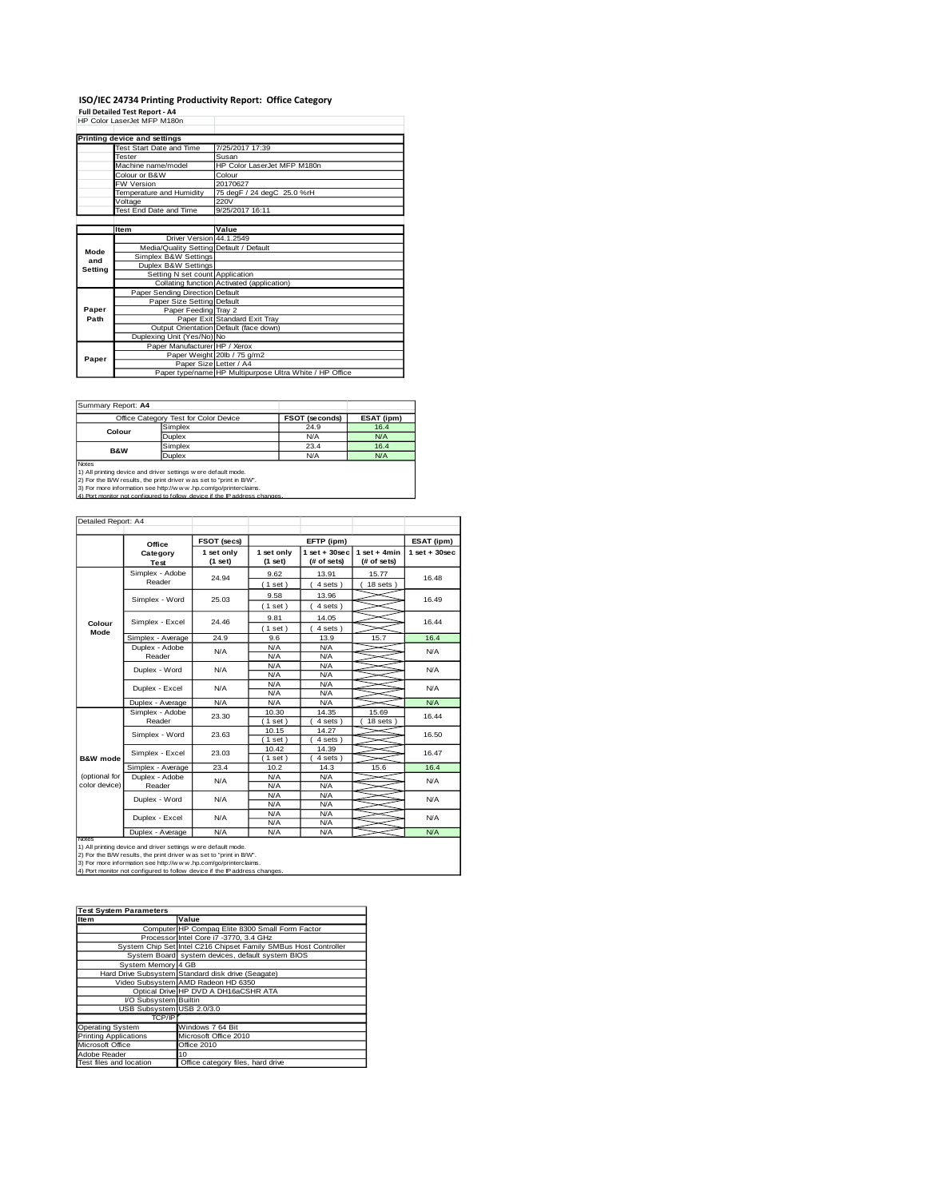## ISO/IEC 24734 Printing Productivity Report: Office Category

**Full Detailed Test Report - A4**

HP Color LaserJet MFP M180n

| Printing device and settings | |
|---|---|
| Test Start Date and Time | 7/25/2017 17:39 |
| Tester | Susan |
| Machine name/model | HP Color LaserJet MFP M180n |
| Colour or B&W | Colour |
| FW Version | 20170627 |
| Temperature and Humidity | 75 degF / 24 degC 25.0 %rH |
| Voltage | 220V |
| Test End Date and Time | 9/25/2017 16:11 |

| | Item | Value |
|---|---|---|
| Mode and Setting | Driver Version | 44.1.2549 |
| | Media/Quality Setting | Default / Default |
| | Simplex B&W Settings | |
| | Duplex B&W Settings | |
| | Setting N set count | Application |
| | Collating function | Activated (application) |
| Paper Path | Paper Sending Direction | Default |
| | Paper Size Setting | Default |
| | Paper Feeding | Tray 2 |
| | Paper Exit | Standard Exit Tray |
| | Output Orientation | Default (face down) |
| | Duplexing Unit (Yes/No) | No |
| Paper | Paper Manufacturer | HP / Xerox |
| | Paper Weight | 20lb / 75 g/m2 |
| | Paper Size | Letter / A4 |
| | Paper type/name | HP Multipurpose Ultra White / HP Office |

Summary Report: **A4**

| Office Category Test for Color Device | | FSOT (seconds) | ESAT (ipm) |
|---|---|---|---|
| Colour | Simplex | 24.9 | 16.4 |
| | Duplex | N/A | N/A |
| B&W | Simplex | 23.4 | 16.4 |
| | Duplex | N/A | N/A |

Notes
1) All printing device and driver settings were default mode.
2) For the B/W results, the print driver was set to "print in B/W".
3) For more information see http://www.hp.com/go/printerclaims.
4) Port monitor not configured to follow device if the IP address changes.

Detailed Report: A4

| | Office Category Test | FSOT (secs) 1 set only (1 set) | EFTP (ipm) 1 set only (1 set) | EFTP (ipm) 1 set + 30sec (# of sets) | EFTP (ipm) 1 set + 4min (# of sets) | ESAT (ipm) 1 set + 30sec |
|---|---|---|---|---|---|---|
| Colour Mode | Simplex - Adobe Reader | 24.94 | 9.62 (1 set) | 13.91 (4 sets) | 15.77 (18 sets) | 16.48 |
| | Simplex - Word | 25.03 | 9.58 (1 set) | 13.96 (4 sets) | | 16.49 |
| | Simplex - Excel | 24.46 | 9.81 (1 set) | 14.05 (4 sets) | | 16.44 |
| | Simplex - Average | 24.9 | 9.6 | 13.9 | 15.7 | 16.4 |
| | Duplex - Adobe Reader | N/A | N/A N/A | N/A N/A | | N/A |
| | Duplex - Word | N/A | N/A N/A | N/A N/A | | N/A |
| | Duplex - Excel | N/A | N/A N/A | N/A N/A | | N/A |
| | Duplex - Average | N/A | N/A | N/A | | N/A |
| B&W mode (optional for color device) | Simplex - Adobe Reader | 23.30 | 10.30 (1 set) | 14.35 (4 sets) | 15.69 (18 sets) | 16.44 |
| | Simplex - Word | 23.63 | 10.15 (1 set) | 14.27 (4 sets) | | 16.50 |
| | Simplex - Excel | 23.03 | 10.42 (1 set) | 14.39 (4 sets) | | 16.47 |
| | Simplex - Average | 23.4 | 10.2 | 14.3 | 15.6 | 16.4 |
| | Duplex - Adobe Reader | N/A | N/A N/A | N/A N/A | | N/A |
| | Duplex - Word | N/A | N/A N/A | N/A N/A | | N/A |
| | Duplex - Excel | N/A | N/A N/A | N/A N/A | | N/A |
| | Duplex - Average | N/A | N/A | N/A | | N/A |

Notes
1) All printing device and driver settings were default mode.
2) For the B/W results, the print driver was set to "print in B/W".
3) For more information see http://www.hp.com/go/printerclaims.
4) Port monitor not configured to follow device if the IP address changes.

| Test System Parameters | |
|---|---|
| **Item** | **Value** |
| Computer | HP Compaq Elite 8300 Small Form Factor |
| Processor | Intel Core i7 -3770, 3.4 GHz |
| System Chip Set | Intel C216 Chipset Family SMBus Host Controller |
| System Board | system devices, default system BIOS |
| System Memory | 4 GB |
| Hard Drive Subsystem | Standard disk drive (Seagate) |
| Video Subsystem | AMD Radeon HD 6350 |
| Optical Drive | HP DVD A DH16aCSHR ATA |
| I/O Subsystem | Builtin |
| USB Subsystem | USB 2.0/3.0 |
| TCP/IP | |
| Operating System | Windows 7 64 Bit |
| Printing Applications | Microsoft Office 2010 |
| Microsoft Office | Office 2010 |
| Adobe Reader | 10 |
| Test files and location | Office category files, hard drive |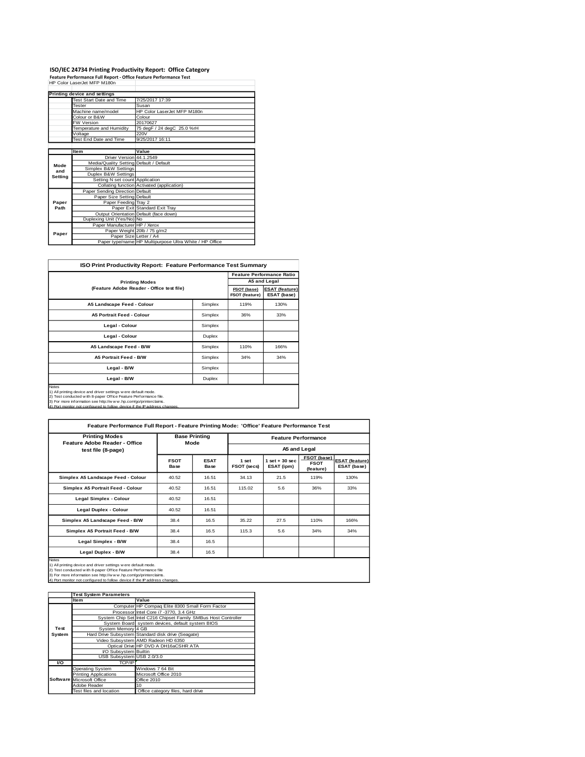# ISO/IEC 24734 Printing Productivity Report: Office Category

**Feature Performance Full Report - Office Feature Performance Test**

HP Color LaserJet MFP M180n

| Printing device and settings | |
|---|---|
| Test Start Date and Time | 7/25/2017 17:39 |
| Tester | Susan |
| Machine name/model | HP Color LaserJet MFP M180n |
| Colour or B&W | Colour |
| FW Version | 20170627 |
| Temperature and Humidity | 75 degF / 24 degC 25.0 %rH |
| Voltage | 220V |
| Test End Date and Time | 9/25/2017 16:11 |

| | Item | Value |
|---|---|---|
| Mode and Setting | Driver Version | 44.1.2549 |
| | Media/Quality Setting | Default / Default |
| | Simplex B&W Settings | |
| | Duplex B&W Settings | |
| | Setting N set count | Application |
| | Collating function | Activated (application) |
| Paper Path | Paper Sending Direction | Default |
| | Paper Size Setting | Default |
| | Paper Feeding | Tray 2 |
| | Paper Exit | Standard Exit Tray |
| | Output Orientation | Default (face down) |
| | Duplexing Unit (Yes/No) | No |
| Paper | Paper Manufacturer | HP / Xerox |
| | Paper Weight | 20lb / 75 g/m2 |
| | Paper Size | Letter / A4 |
| | Paper type/name | HP Multipurpose Ultra White / HP Office |

## ISO Print Productivity Report: Feature Performance Test Summary

| Printing Modes (Feature Adobe Reader - Office test file) | | Feature Performance Ratio A5 and Legal | |
|---|---|---|---|
| | | FSOT (base) / FSOT (feature) | ESAT (feature) / ESAT (base) |
| A5 Landscape Feed - Colour | Simplex | 119% | 130% |
| A5 Portrait Feed - Colour | Simplex | 36% | 33% |
| Legal - Colour | Simplex | | |
| Legal - Colour | Duplex | | |
| A5 Landscape Feed - B/W | Simplex | 110% | 166% |
| A5 Portrait Feed - B/W | Simplex | 34% | 34% |
| Legal - B/W | Simplex | | |
| Legal - B/W | Duplex | | |

Notes
1) All printing device and driver settings were default mode.
2) Test conducted with 8-paper Office Feature Performance file.
3) For more information see http://www.hp.com/go/printerclaims.
4) Port monitor not configured to follow device if the IP address changes.

## Feature Performance Full Report - Feature Printing Mode: 'Office' Feature Performance Test

| Printing Modes Feature Adobe Reader - Office test file (8-page) | Base Printing Mode | | Feature Performance A5 and Legal | | | |
|---|---|---|---|---|---|---|
| | FSOT Base | ESAT Base | 1 set FSOT (secs) | 1 set + 30 sec ESAT (ipm) | FSOT (base) / FSOT (feature) | ESAT (feature) / ESAT (base) |
| Simplex A5 Landscape Feed - Colour | 40.52 | 16.51 | 34.13 | 21.5 | 119% | 130% |
| Simplex A5 Portrait Feed - Colour | 40.52 | 16.51 | 115.02 | 5.6 | 36% | 33% |
| Legal Simplex - Colour | 40.52 | 16.51 | | | | |
| Legal Duplex - Colour | 40.52 | 16.51 | | | | |
| Simplex A5 Landscape Feed - B/W | 38.4 | 16.5 | 35.22 | 27.5 | 110% | 166% |
| Simplex A5 Portrait Feed - B/W | 38.4 | 16.5 | 115.3 | 5.6 | 34% | 34% |
| Legal Simplex - B/W | 38.4 | 16.5 | | | | |
| Legal Duplex - B/W | 38.4 | 16.5 | | | | |

Notes
1) All printing device and driver settings were default mode.
2) Test conducted with 8-paper Office Feature Performance file
3) For more information see http://www.hp.com/go/printerclaims.
4) Port monitor not configured to follow device if the IP address changes.

| | Test System Parameters | |
|---|---|---|
| | Item | Value |
| Test System | Computer | HP Compaq Elite 8300 Small Form Factor |
| | Processor | Intel Core i7 -3770, 3.4 GHz |
| | System Chip Set | Intel C216 Chipset Family SMBus Host Controller |
| | System Board | system devices, default system BIOS |
| | System Memory | 4 GB |
| | Hard Drive Subsystem | Standard disk drive (Seagate) |
| | Video Subsystem | AMD Radeon HD 6350 |
| | Optical Drive | HP DVD A DH16aCSHR ATA |
| | I/O Subsystem | Builtin |
| | USB Subsystem | USB 2.0/3.0 |
| I/O | TCP/IP | |
| Software | Operating System | Windows 7 64 Bit |
| | Printing Applications | Microsoft Office 2010 |
| | Microsoft Office | Office 2010 |
| | Adobe Reader | 10 |
| | Test files and location | Office category files, hard drive |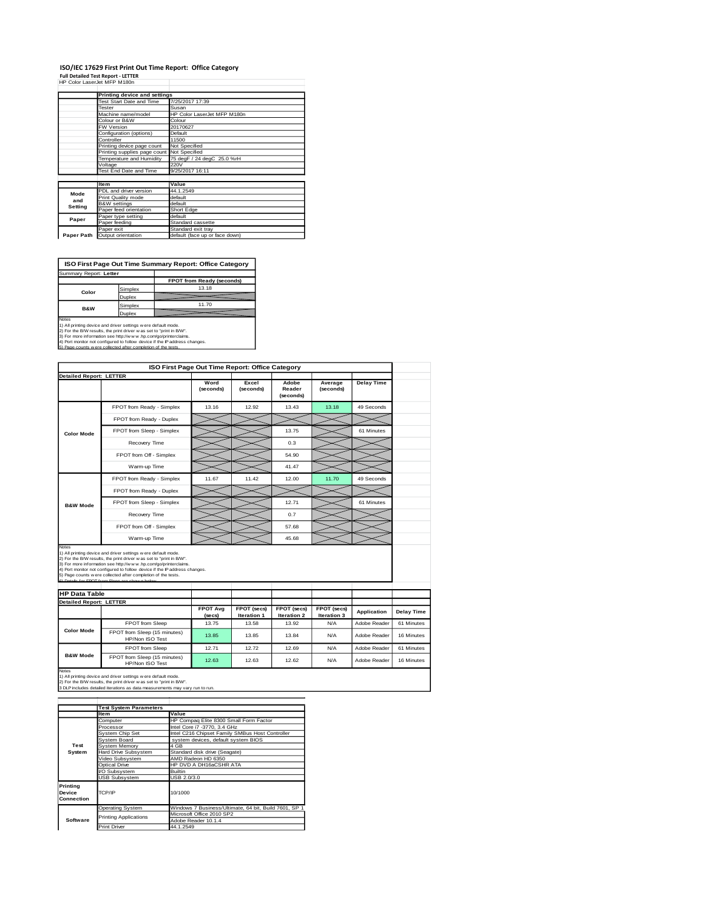# ISO/IEC 17629 First Print Out Time Report: Office Category

**Full Detailed Test Report - LETTER**

HP Color LaserJet MFP M180n

| | Printing device and settings | |
|---|---|---|
| | Test Start Date and Time | 7/25/2017 17:39 |
| | Tester | Susan |
| | Machine name/model | HP Color LaserJet MFP M180n |
| | Colour or B&W | Colour |
| | FW Version | 20170627 |
| | Configuration (options) | Default |
| | Controller | 11500 |
| | Printing device page count | Not Specified |
| | Printing supplies page count | Not Specified |
| | Temperature and Humidity | 75 degF / 24 degC 25.0 %rH |
| | Voltage | 220V |
| | Test End Date and Time | 9/25/2017 16:11 |

| | Item | Value |
|---|---|---|
| Mode and Setting | PDL and driver version | 44.1.2549 |
| | Print Quality mode | default |
| | B&W settings | default |
| | Paper feed orientation | Short Edge |
| Paper | Paper type setting | default |
| | Paper feeding | Standard cassette |
| | Paper exit | Standard exit tray |
| Paper Path | Output orientation | default (face up or face down) |

**ISO First Page Out Time Summary Report: Office Category**

Summary Report: **Letter**

| | | FPOT from Ready (seconds) |
|---|---|---|
| Color | Simplex | 13.18 |
| | Duplex | |
| B&W | Simplex | 11.70 |
| | Duplex | |

Notes
1) All printing device and driver settings were default mode.
2) For the B/W results, the print driver was set to "print in B/W".
3) For more information see http://www.hp.com/go/printerclaims.
4) Port monitor not configured to follow device if the IP address changes.
5) Page counts were collected after completion of the tests.

**ISO First Page Out Time Report: Office Category**

**Detailed Report: LETTER**

| | | Word (seconds) | Excel (seconds) | Adobe Reader (seconds) | Average (seconds) | Delay Time |
|---|---|---|---|---|---|---|
| Color Mode | FPOT from Ready - Simplex | 13.16 | 12.92 | 13.43 | 13.18 | 49 Seconds |
| | FPOT from Ready - Duplex | | | | | |
| | FPOT from Sleep - Simplex | | | 13.75 | | 61 Minutes |
| | Recovery Time | | | 0.3 | | |
| | FPOT from Off - Simplex | | | 54.90 | | |
| | Warm-up Time | | | 41.47 | | |
| B&W Mode | FPOT from Ready - Simplex | 11.67 | 11.42 | 12.00 | 11.70 | 49 Seconds |
| | FPOT from Ready - Duplex | | | | | |
| | FPOT from Sleep - Simplex | | | 12.71 | | 61 Minutes |
| | Recovery Time | | | 0.7 | | |
| | FPOT from Off - Simplex | | | 57.68 | | |
| | Warm-up Time | | | 45.68 | | |

Notes
1) All printing device and driver settings were default mode.
2) For the B/W results, the print driver was set to "print in B/W".
3) For more information see http://www.hp.com/go/printerclaims.
4) Port monitor not configured to follow device if the IP address changes.
5) Page counts were collected after completion of the tests.
6) Details for FPOT from Sleep are shown below.

**HP Data Table**

**Detailed Report: LETTER**

| | | FPOT Avg (secs) | FPOT (secs) Iteration 1 | FPOT (secs) Iteration 2 | FPOT (secs) Iteration 3 | Application | Delay Time |
|---|---|---|---|---|---|---|---|
| Color Mode | FPOT from Sleep | 13.75 | 13.58 | 13.92 | N/A | Adobe Reader | 61 Minutes |
| | FPOT from Sleep (15 minutes) HP/Non ISO Test | 13.85 | 13.85 | 13.84 | N/A | Adobe Reader | 16 Minutes |
| B&W Mode | FPOT from Sleep | 12.71 | 12.72 | 12.69 | N/A | Adobe Reader | 61 Minutes |
| | FPOT from Sleep (15 minutes) HP/Non ISO Test | 12.63 | 12.63 | 12.62 | N/A | Adobe Reader | 16 Minutes |

Notes
1) All printing device and driver settings were default mode.
2) For the B/W results, the print driver was set to "print in B/W".
3 DLP includes detailed iterations as data measurements may vary run to run.

| | Test System Parameters | |
|---|---|---|
| | Item | Value |
| Test System | Computer | HP Compaq Elite 8300 Small Form Factor |
| | Processor | Intel Core i7 -3770, 3.4 GHz |
| | System Chip Set | Intel C216 Chipset Family SMBus Host Controller |
| | System Board | system devices, default system BIOS |
| | System Memory | 4 GB |
| | Hard Drive Subsystem | Standard disk drive (Seagate) |
| | Video Subsystem | AMD Radeon HD 6350 |
| | Optical Drive | HP DVD A DH16aCSHR ATA |
| | I/O Subsystem | Builtin |
| | USB Subsystem | USB 2.0/3.0 |
| Printing Device Connection | TCP/IP | 10/1000 |
| Software | Operating System | Windows 7 Business/Ultimate, 64 bit, Build 7601, SP 1 |
| | Printing Applications | Microsoft Office 2010 SP2 |
| | | Adobe Reader 10.1.4 |
| | Print Driver | 44.1.2549 |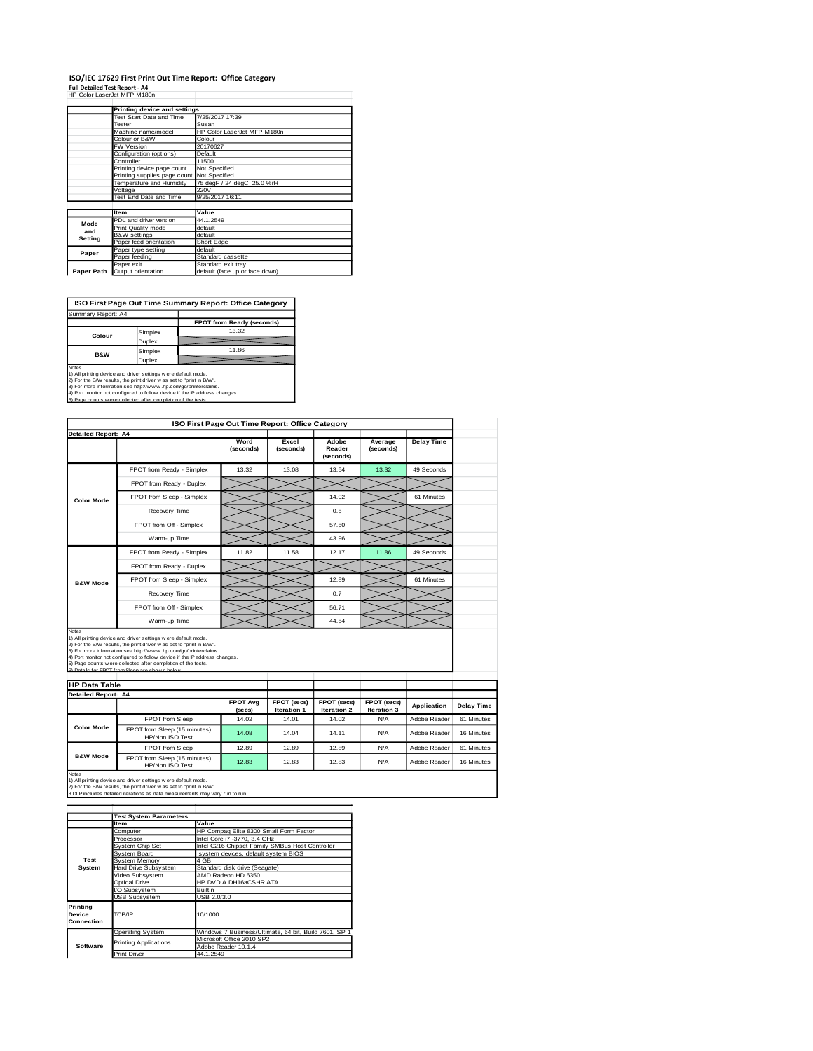# ISO/IEC 17629 First Print Out Time Report: Office Category

**Full Detailed Test Report - A4**

HP Color LaserJet MFP M180n

| | Printing device and settings | |
|---|---|---|
| | Test Start Date and Time | 7/25/2017 17:39 |
| | Tester | Susan |
| | Machine name/model | HP Color LaserJet MFP M180n |
| | Colour or B&W | Colour |
| | FW Version | 20170627 |
| | Configuration (options) | Default |
| | Controller | 11500 |
| | Printing device page count | Not Specified |
| | Printing supplies page count | Not Specified |
| | Temperature and Humidity | 75 degF / 24 degC 25.0 %rH |
| | Voltage | 220V |
| | Test End Date and Time | 9/25/2017 16:11 |

| | Item | Value |
|---|---|---|
| Mode and Setting | PDL and driver version | 44.1.2549 |
| | Print Quality mode | default |
| | B&W settings | default |
| | Paper feed orientation | Short Edge |
| Paper | Paper type setting | default |
| | Paper feeding | Standard cassette |
| | Paper exit | Standard exit tray |
| Paper Path | Output orientation | default (face up or face down) |

## ISO First Page Out Time Summary Report: Office Category

Summary Report: A4

| | | FPOT from Ready (seconds) |
|---|---|---|
| Colour | Simplex | 13.32 |
| | Duplex | |
| B&W | Simplex | 11.86 |
| | Duplex | |

Notes
1) All printing device and driver settings were default mode.
2) For the B/W results, the print driver was set to "print in B/W".
3) For more information see http://www.hp.com/go/printerclaims.
4) Port monitor not configured to follow device if the IP address changes.
5) Page counts were collected after completion of the tests.

## ISO First Page Out Time Report: Office Category

Detailed Report: A4

| | | Word (seconds) | Excel (seconds) | Adobe Reader (seconds) | Average (seconds) | Delay Time |
|---|---|---|---|---|---|---|
| Color Mode | FPOT from Ready - Simplex | 13.32 | 13.08 | 13.54 | 13.32 | 49 Seconds |
| | FPOT from Ready - Duplex | | | | | |
| | FPOT from Sleep - Simplex | | | 14.02 | | 61 Minutes |
| | Recovery Time | | | 0.5 | | |
| | FPOT from Off - Simplex | | | 57.50 | | |
| | Warm-up Time | | | 43.96 | | |
| B&W Mode | FPOT from Ready - Simplex | 11.82 | 11.58 | 12.17 | 11.86 | 49 Seconds |
| | FPOT from Ready - Duplex | | | | | |
| | FPOT from Sleep - Simplex | | | 12.89 | | 61 Minutes |
| | Recovery Time | | | 0.7 | | |
| | FPOT from Off - Simplex | | | 56.71 | | |
| | Warm-up Time | | | 44.54 | | |

Notes
1) All printing device and driver settings were default mode.
2) For the B/W results, the print driver was set to "print in B/W".
3) For more information see http://www.hp.com/go/printerclaims.
4) Port monitor not configured to follow device if the IP address changes.
5) Page counts were collected after completion of the tests.
6) Details for FPOT from Sleep are shown below.

## HP Data Table

Detailed Report: A4

| | | FPOT Avg (secs) | FPOT (secs) Iteration 1 | FPOT (secs) Iteration 2 | FPOT (secs) Iteration 3 | Application | Delay Time |
|---|---|---|---|---|---|---|---|
| Color Mode | FPOT from Sleep | 14.02 | 14.01 | 14.02 | N/A | Adobe Reader | 61 Minutes |
| | FPOT from Sleep (15 minutes) HP/Non ISO Test | 14.08 | 14.04 | 14.11 | N/A | Adobe Reader | 16 Minutes |
| B&W Mode | FPOT from Sleep | 12.89 | 12.89 | 12.89 | N/A | Adobe Reader | 61 Minutes |
| | FPOT from Sleep (15 minutes) HP/Non ISO Test | 12.83 | 12.83 | 12.83 | N/A | Adobe Reader | 16 Minutes |

Notes
1) All printing device and driver settings were default mode.
2) For the B/W results, the print driver was set to "print in B/W".
3 DLP includes detailed iterations as data measurements may vary run to run.

| | Test System Parameters | |
|---|---|---|
| | Item | Value |
| Test System | Computer | HP Compaq Elite 8300 Small Form Factor |
| | Processor | Intel Core i7 -3770, 3.4 GHz |
| | System Chip Set | Intel C216 Chipset Family SMBus Host Controller |
| | System Board | system devices, default system BIOS |
| | System Memory | 4 GB |
| | Hard Drive Subsystem | Standard disk drive (Seagate) |
| | Video Subsystem | AMD Radeon HD 6350 |
| | Optical Drive | HP DVD A DH16aCSHR ATA |
| | I/O Subsystem | Builtin |
| | USB Subsystem | USB 2.0/3.0 |
| Printing Device Connection | TCP/IP | 10/1000 |
| Software | Operating System | Windows 7 Business/Ultimate, 64 bit, Build 7601, SP 1 |
| | Printing Applications | Microsoft Office 2010 SP2 |
| | | Adobe Reader 10.1.4 |
| | Print Driver | 44.1.2549 |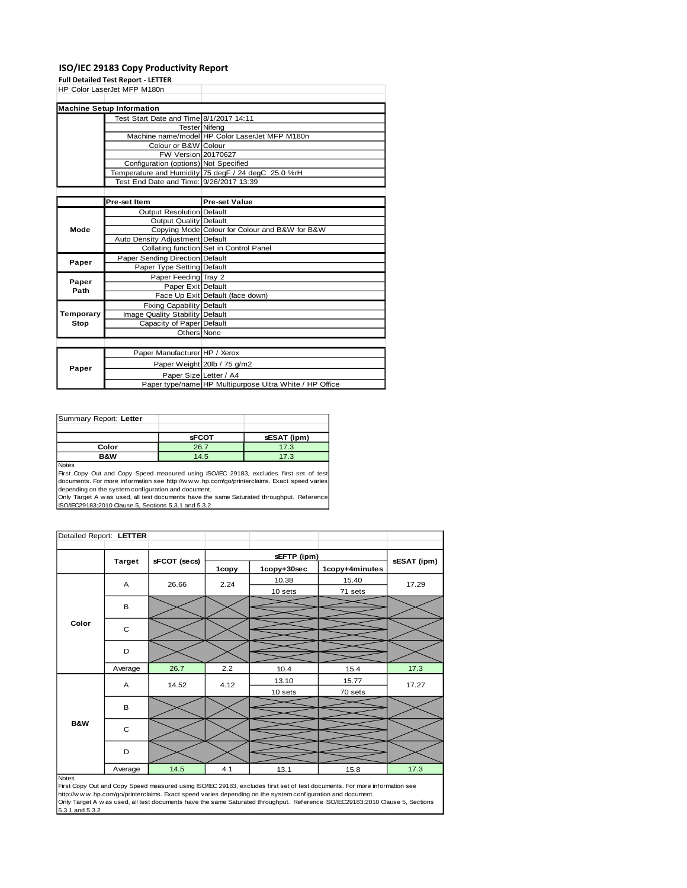# ISO/IEC 29183 Copy Productivity Report

**Full Detailed Test Report - LETTER**

HP Color LaserJet MFP M180n

| Machine Setup Information | | |
|---|---|---|
| | Test Start Date and Time | 8/1/2017 14:11 |
| | Tester | Nifeng |
| | Machine name/model | HP Color LaserJet MFP M180n |
| | Colour or B&W | Colour |
| | FW Version | 20170627 |
| | Configuration (options) | Not Specified |
| | Temperature and Humidity | 75 degF / 24 degC 25.0 %rH |
| | Test End Date and Time: | 9/26/2017 13:39 |

| | Pre-set Item | Pre-set Value |
|---|---|---|
| Mode | Output Resolution | Default |
| | Output Quality | Default |
| | Copying Mode | Colour for Colour and B&W for B&W |
| | Auto Density Adjustment | Default |
| | Collating function | Set in Control Panel |
| Paper | Paper Sending Direction | Default |
| | Paper Type Setting | Default |
| Paper Path | Paper Feeding | Tray 2 |
| | Paper Exit | Default |
| | Face Up Exit | Default (face down) |
| Temporary Stop | Fixing Capability | Default |
| | Image Quality Stability | Default |
| | Capacity of Paper | Default |
| | Others | None |

| | | |
|---|---|---|
| Paper | Paper Manufacturer | HP / Xerox |
| | Paper Weight | 20lb / 75 g/m2 |
| | Paper Size | Letter / A4 |
| | Paper type/name | HP Multipurpose Ultra White / HP Office |

Summary Report: **Letter**

| | sFCOT | sESAT (ipm) |
|---|---|---|
| Color | 26.7 | 17.3 |
| B&W | 14.5 | 17.3 |

Notes
First Copy Out and Copy Speed measured using ISO/IEC 29183, excludes first set of test documents. For more information see http://www.hp.com/go/printerclaims. Exact speed varies depending on the system configuration and document.
Only Target A was used, all test documents have the same Saturated throughput. Reference ISO/IEC29183:2010 Clause 5, Sections 5.3.1 and 5.3.2

Detailed Report: **LETTER**

| | Target | sFCOT (secs) | sEFTP (ipm) 1copy | sEFTP (ipm) 1copy+30sec | sEFTP (ipm) 1copy+4minutes | sESAT (ipm) |
|---|---|---|---|---|---|---|
| Color | A | 26.66 | 2.24 | 10.38<br>10 sets | 15.40<br>71 sets | 17.29 |
| | B | | | | | |
| | C | | | | | |
| | D | | | | | |
| | Average | 26.7 | 2.2 | 10.4 | 15.4 | 17.3 |
| B&W | A | 14.52 | 4.12 | 13.10<br>10 sets | 15.77<br>70 sets | 17.27 |
| | B | | | | | |
| | C | | | | | |
| | D | | | | | |
| | Average | 14.5 | 4.1 | 13.1 | 15.8 | 17.3 |

Notes
First Copy Out and Copy Speed measured using ISO/IEC 29183, excludes first set of test documents. For more information see http://www.hp.com/go/printerclaims. Exact speed varies depending on the system configuration and document.
Only Target A was used, all test documents have the same Saturated throughput. Reference ISO/IEC29183:2010 Clause 5, Sections 5.3.1 and 5.3.2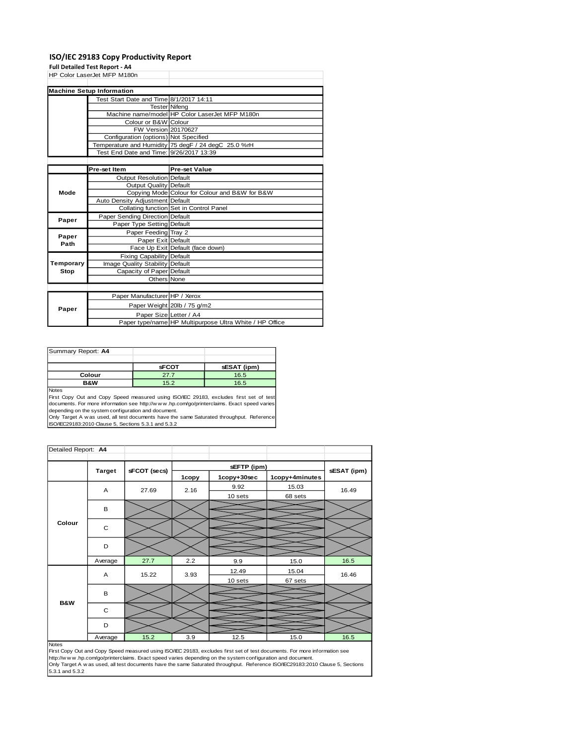# ISO/IEC 29183 Copy Productivity Report

**Full Detailed Test Report - A4**

| HP Color LaserJet MFP M180n | | |
|---|---|---|
| **Machine Setup Information** | | |
| | Test Start Date and Time | 8/1/2017 14:11 |
| | Tester | Nifeng |
| | Machine name/model | HP Color LaserJet MFP M180n |
| | Colour or B&W | Colour |
| | FW Version | 20170627 |
| | Configuration (options) | Not Specified |
| | Temperature and Humidity | 75 degF / 24 degC 25.0 %rH |
| | Test End Date and Time: | 9/26/2017 13:39 |
| | **Pre-set Item** | **Pre-set Value** |
| **Mode** | Output Resolution | Default |
| | Output Quality | Default |
| | Copying Mode | Colour for Colour and B&W for B&W |
| | Auto Density Adjustment | Default |
| | Collating function | Set in Control Panel |
| **Paper** | Paper Sending Direction | Default |
| | Paper Type Setting | Default |
| **Paper Path** | Paper Feeding | Tray 2 |
| | Paper Exit | Default |
| | Face Up Exit | Default (face down) |
| **Temporary Stop** | Fixing Capability | Default |
| | Image Quality Stability | Default |
| | Capacity of Paper | Default |
| | Others | None |
| **Paper** | Paper Manufacturer | HP / Xerox |
| | Paper Weight | 20lb / 75 g/m2 |
| | Paper Size | Letter / A4 |
| | Paper type/name | HP Multipurpose Ultra White / HP Office |

| Summary Report: **A4** | | |
|---|---|---|
| | **sFCOT** | **sESAT (ipm)** |
| **Colour** | 27.7 | 16.5 |
| **B&W** | 15.2 | 16.5 |

Notes
First Copy Out and Copy Speed measured using ISO/IEC 29183, excludes first set of test documents. For more information see http://www.hp.com/go/printerclaims. Exact speed varies depending on the system configuration and document.
Only Target A was used, all test documents have the same Saturated throughput. Reference ISO/IEC29183:2010 Clause 5, Sections 5.3.1 and 5.3.2

| Detailed Report: **A4** | | | | | | |
|---|---|---|---|---|---|---|
| | **Target** | **sFCOT (secs)** | **sEFTP (ipm)** | | | **sESAT (ipm)** |
| | | | **1copy** | **1copy+30sec** | **1copy+4minutes** | |
| **Colour** | A | 27.69 | 2.16 | 9.92<br>10 sets | 15.03<br>68 sets | 16.49 |
| | B | | | | | |
| | C | | | | | |
| | D | | | | | |
| | Average | 27.7 | 2.2 | 9.9 | 15.0 | 16.5 |
| **B&W** | A | 15.22 | 3.93 | 12.49<br>10 sets | 15.04<br>67 sets | 16.46 |
| | B | | | | | |
| | C | | | | | |
| | D | | | | | |
| | Average | 15.2 | 3.9 | 12.5 | 15.0 | 16.5 |

Notes
First Copy Out and Copy Speed measured using ISO/IEC 29183, excludes first set of test documents. For more information see http://www.hp.com/go/printerclaims. Exact speed varies depending on the system configuration and document.
Only Target A was used, all test documents have the same Saturated throughput. Reference ISO/IEC29183:2010 Clause 5, Sections 5.3.1 and 5.3.2